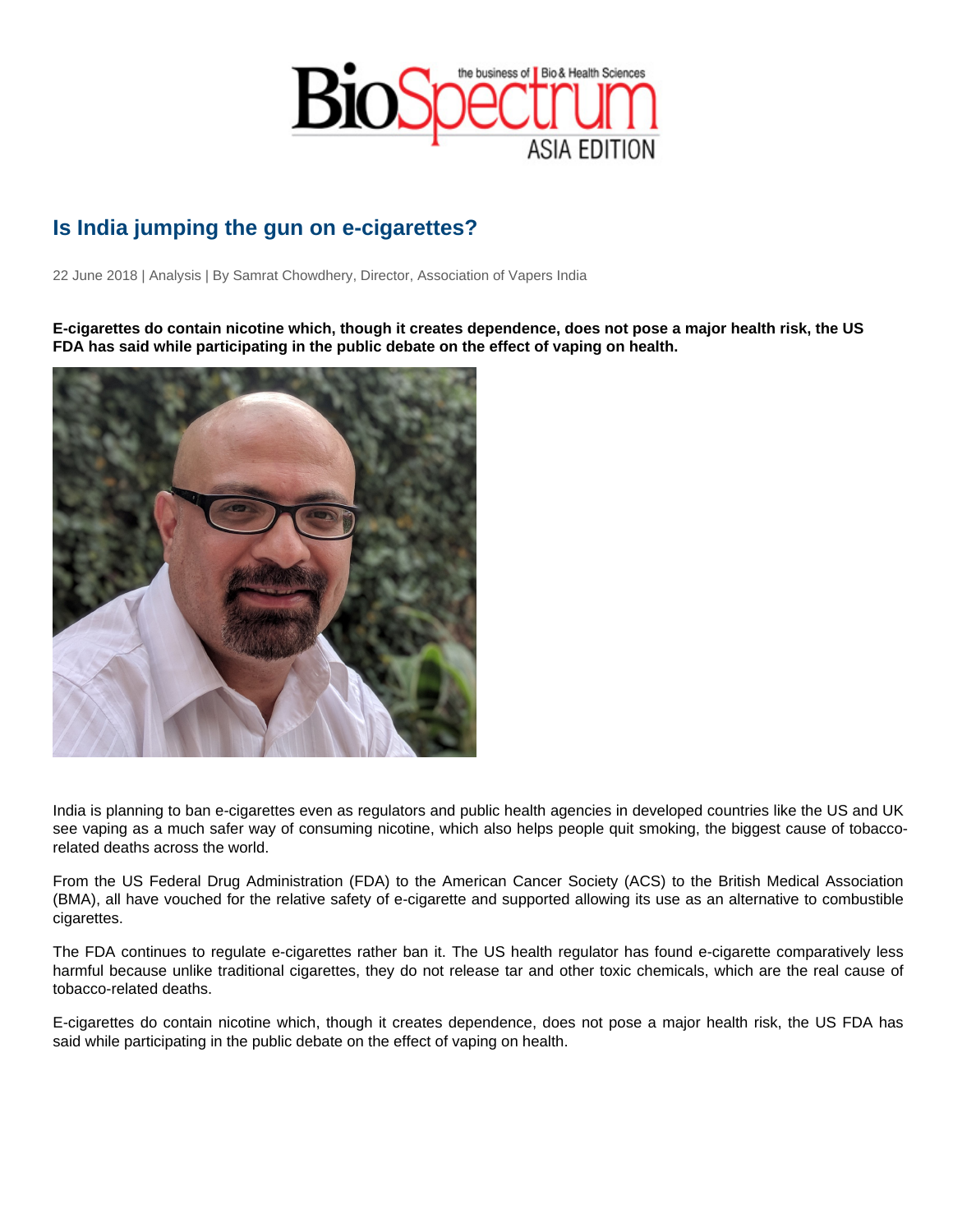# Is India jumping the gun on e-cigarettes?

22 June 2018 | Analysis | By Samrat Chowdhery, Director, Association of Vapers India

**E-cigarettes do contain nicotine which, though it creates dependence, does not pose a major health risk, the US FDA has said while participating in the public debate on the effect of vaping on health.**

India is planning to ban e-cigarettes even as regulators and public health agencies in developed countries like the US and UK see vaping as a much safer way of consuming nicotine, which also helps people quit smoking, the biggest cause of tobacco-related deaths across the world.

From the US Federal Drug Administration (FDA) to the American Cancer Society (ACS) to the British Medical Association (BMA), all have vouched for the relative safety of e-cigarette and supported allowing its use as an alternative to combustible cigarettes.

The FDA continues to regulate e-cigarettes rather ban it. The US health regulator has found e-cigarette comparatively less harmful because unlike traditional cigarettes, they do not release tar and other toxic chemicals, which are the real cause of tobacco-related deaths.

E-cigarettes do contain nicotine which, though it creates dependence, does not pose a major health risk, the US FDA has said while participating in the public debate on the effect of vaping on health.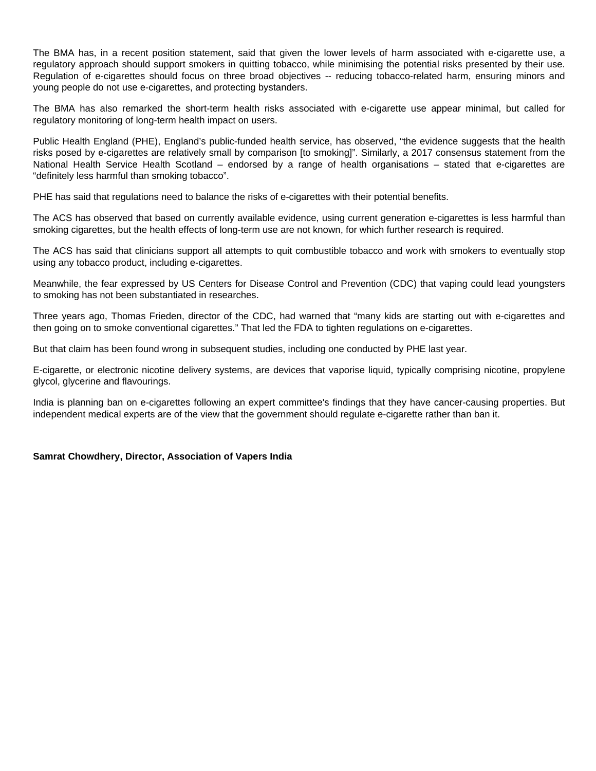The BMA has, in a recent position statement, said that given the lower levels of harm associated with e-cigarette use, a regulatory approach should support smokers in quitting tobacco, while minimising the potential risks presented by their use. Regulation of e-cigarettes should focus on three broad objectives -- reducing tobacco-related harm, ensuring minors and young people do not use e-cigarettes, and protecting bystanders.

The BMA has also remarked the short-term health risks associated with e-cigarette use appear minimal, but called for regulatory monitoring of long-term health impact on users.

Public Health England (PHE), England's public-funded health service, has observed, "the evidence suggests that the health risks posed by e-cigarettes are relatively small by comparison [to smoking]". Similarly, a 2017 consensus statement from the National Health Service Health Scotland – endorsed by a range of health organisations – stated that e-cigarettes are "definitely less harmful than smoking tobacco".

PHE has said that regulations need to balance the risks of e-cigarettes with their potential benefits.

The ACS has observed that based on currently available evidence, using current generation e-cigarettes is less harmful than smoking cigarettes, but the health effects of long-term use are not known, for which further research is required.

The ACS has said that clinicians support all attempts to quit combustible tobacco and work with smokers to eventually stop using any tobacco product, including e-cigarettes.

Meanwhile, the fear expressed by US Centers for Disease Control and Prevention (CDC) that vaping could lead youngsters to smoking has not been substantiated in researches.

Three years ago, Thomas Frieden, director of the CDC, had warned that "many kids are starting out with e-cigarettes and then going on to smoke conventional cigarettes." That led the FDA to tighten regulations on e-cigarettes.

But that claim has been found wrong in subsequent studies, including one conducted by PHE last year.

E-cigarette, or electronic nicotine delivery systems, are devices that vaporise liquid, typically comprising nicotine, propylene glycol, glycerine and flavourings.

India is planning ban on e-cigarettes following an expert committee's findings that they have cancer-causing properties. But independent medical experts are of the view that the government should regulate e-cigarette rather than ban it.

**Samrat Chowdhery, Director, Association of Vapers India**